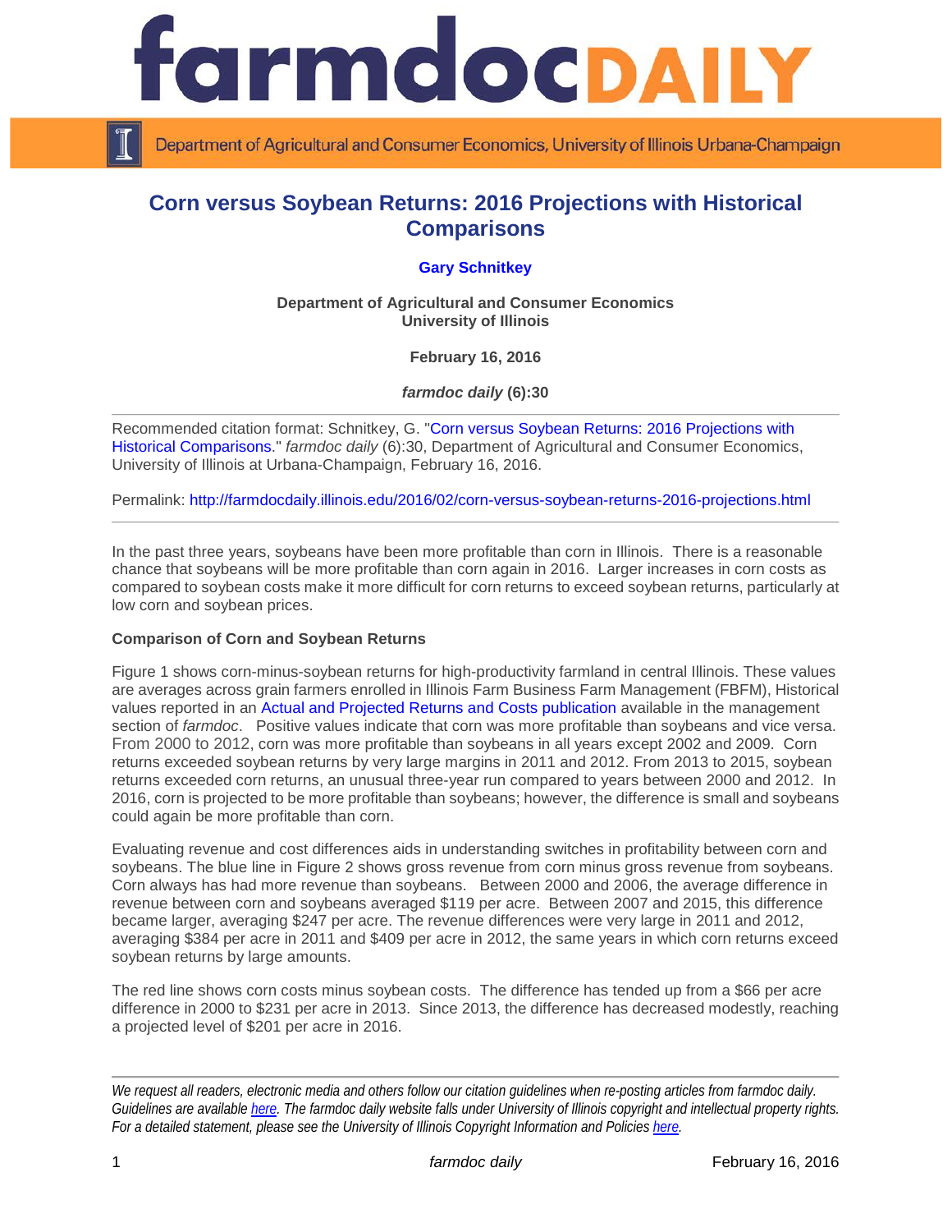# Corn versus Soybean Returns: 2016 Projections with Historical Comparisons

**Gary Schnitkey**

**Department of Agricultural and Consumer Economics**
**University of Illinois**

**February 16, 2016**

***farmdoc daily* (6):30**

---

Recommended citation format: Schnitkey, G. "Corn versus Soybean Returns: 2016 Projections with Historical Comparisons." *farmdoc daily* (6):30, Department of Agricultural and Consumer Economics, University of Illinois at Urbana-Champaign, February 16, 2016.

Permalink: http://farmdocdaily.illinois.edu/2016/02/corn-versus-soybean-returns-2016-projections.html

---

In the past three years, soybeans have been more profitable than corn in Illinois. There is a reasonable chance that soybeans will be more profitable than corn again in 2016. Larger increases in corn costs as compared to soybean costs make it more difficult for corn returns to exceed soybean returns, particularly at low corn and soybean prices.

**Comparison of Corn and Soybean Returns**

Figure 1 shows corn-minus-soybean returns for high-productivity farmland in central Illinois. These values are averages across grain farmers enrolled in Illinois Farm Business Farm Management (FBFM), Historical values reported in an Actual and Projected Returns and Costs publication available in the management section of *farmdoc*. Positive values indicate that corn was more profitable than soybeans and vice versa. From 2000 to 2012, corn was more profitable than soybeans in all years except 2002 and 2009. Corn returns exceeded soybean returns by very large margins in 2011 and 2012. From 2013 to 2015, soybean returns exceeded corn returns, an unusual three-year run compared to years between 2000 and 2012. In 2016, corn is projected to be more profitable than soybeans; however, the difference is small and soybeans could again be more profitable than corn.

Evaluating revenue and cost differences aids in understanding switches in profitability between corn and soybeans. The blue line in Figure 2 shows gross revenue from corn minus gross revenue from soybeans. Corn always has had more revenue than soybeans. Between 2000 and 2006, the average difference in revenue between corn and soybeans averaged $119 per acre. Between 2007 and 2015, this difference became larger, averaging $247 per acre. The revenue differences were very large in 2011 and 2012, averaging $384 per acre in 2011 and $409 per acre in 2012, the same years in which corn returns exceed soybean returns by large amounts.

The red line shows corn costs minus soybean costs. The difference has tended up from a $66 per acre difference in 2000 to $231 per acre in 2013. Since 2013, the difference has decreased modestly, reaching a projected level of $201 per acre in 2016.

---

*We request all readers, electronic media and others follow our citation guidelines when re-posting articles from farmdoc daily. Guidelines are available here. The farmdoc daily website falls under University of Illinois copyright and intellectual property rights. For a detailed statement, please see the University of Illinois Copyright Information and Policies here.*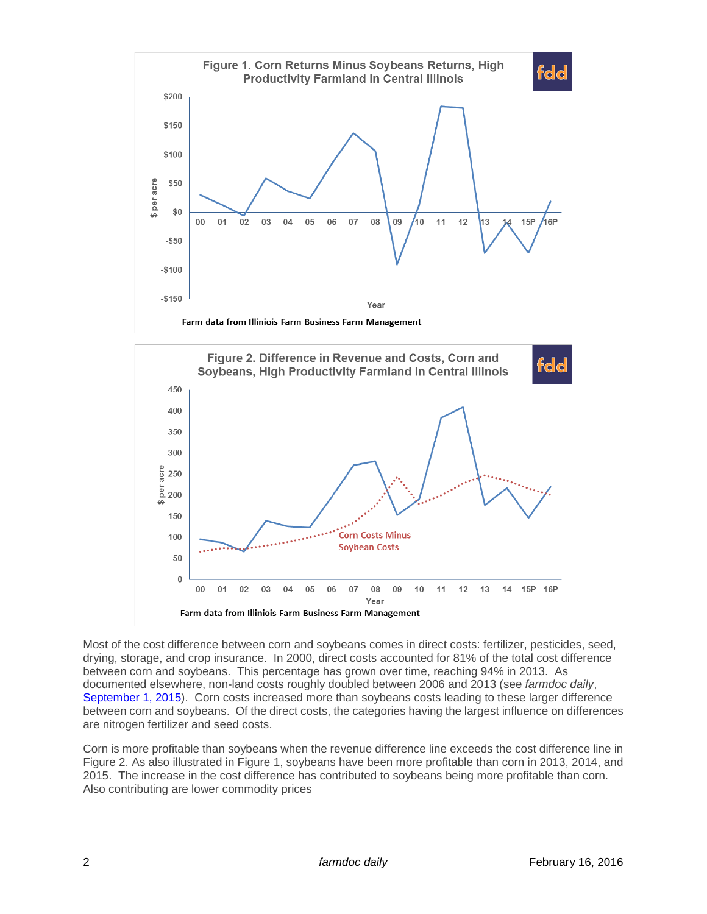Figure 1. Corn Returns Minus Soybeans Returns, High Productivity Farmland in Central Illinois

Farm data from Illiniois Farm Business Farm Management

Figure 2. Difference in Revenue and Costs, Corn and Soybeans, High Productivity Farmland in Central Illinois

Farm data from Illiniois Farm Business Farm Management

Most of the cost difference between corn and soybeans comes in direct costs: fertilizer, pesticides, seed, drying, storage, and crop insurance. In 2000, direct costs accounted for 81% of the total cost difference between corn and soybeans. This percentage has grown over time, reaching 94% in 2013. As documented elsewhere, non-land costs roughly doubled between 2006 and 2013 (see *farmdoc daily*, September 1, 2015). Corn costs increased more than soybeans costs leading to these larger difference between corn and soybeans. Of the direct costs, the categories having the largest influence on differences are nitrogen fertilizer and seed costs.

Corn is more profitable than soybeans when the revenue difference line exceeds the cost difference line in Figure 2. As also illustrated in Figure 1, soybeans have been more profitable than corn in 2013, 2014, and 2015. The increase in the cost difference has contributed to soybeans being more profitable than corn. Also contributing are lower commodity prices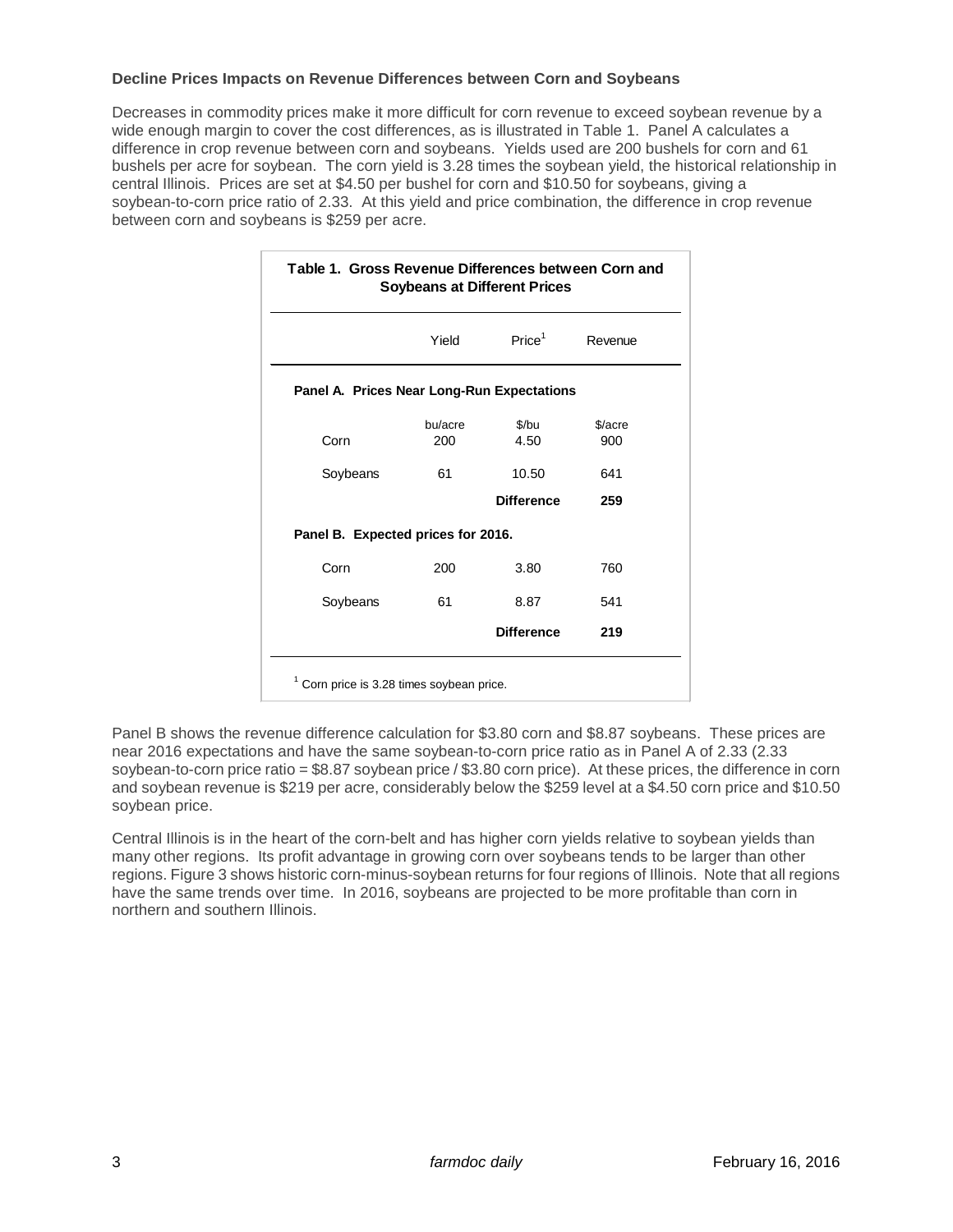**Decline Prices Impacts on Revenue Differences between Corn and Soybeans**

Decreases in commodity prices make it more difficult for corn revenue to exceed soybean revenue by a wide enough margin to cover the cost differences, as is illustrated in Table 1. Panel A calculates a difference in crop revenue between corn and soybeans. Yields used are 200 bushels for corn and 61 bushels per acre for soybean. The corn yield is 3.28 times the soybean yield, the historical relationship in central Illinois. Prices are set at $4.50 per bushel for corn and $10.50 for soybeans, giving a soybean-to-corn price ratio of 2.33. At this yield and price combination, the difference in crop revenue between corn and soybeans is $259 per acre.

**Table 1. Gross Revenue Differences between Corn and Soybeans at Different Prices**

| | Yield | Price[1] | Revenue |
|---|---|---|---|
| **Panel A. Prices Near Long-Run Expectations** | | | |
| | bu/acre | $/bu | $/acre |
| Corn | 200 | 4.50 | 900 |
| Soybeans | 61 | 10.50 | 641 |
| | | **Difference** | **259** |
| **Panel B. Expected prices for 2016.** | | | |
| Corn | 200 | 3.80 | 760 |
| Soybeans | 61 | 8.87 | 541 |
| | | **Difference** | **219** |

[1] Corn price is 3.28 times soybean price.

Panel B shows the revenue difference calculation for $3.80 corn and $8.87 soybeans. These prices are near 2016 expectations and have the same soybean-to-corn price ratio as in Panel A of 2.33 (2.33 soybean-to-corn price ratio = $8.87 soybean price / $3.80 corn price). At these prices, the difference in corn and soybean revenue is $219 per acre, considerably below the $259 level at a $4.50 corn price and $10.50 soybean price.

Central Illinois is in the heart of the corn-belt and has higher corn yields relative to soybean yields than many other regions. Its profit advantage in growing corn over soybeans tends to be larger than other regions. Figure 3 shows historic corn-minus-soybean returns for four regions of Illinois. Note that all regions have the same trends over time. In 2016, soybeans are projected to be more profitable than corn in northern and southern Illinois.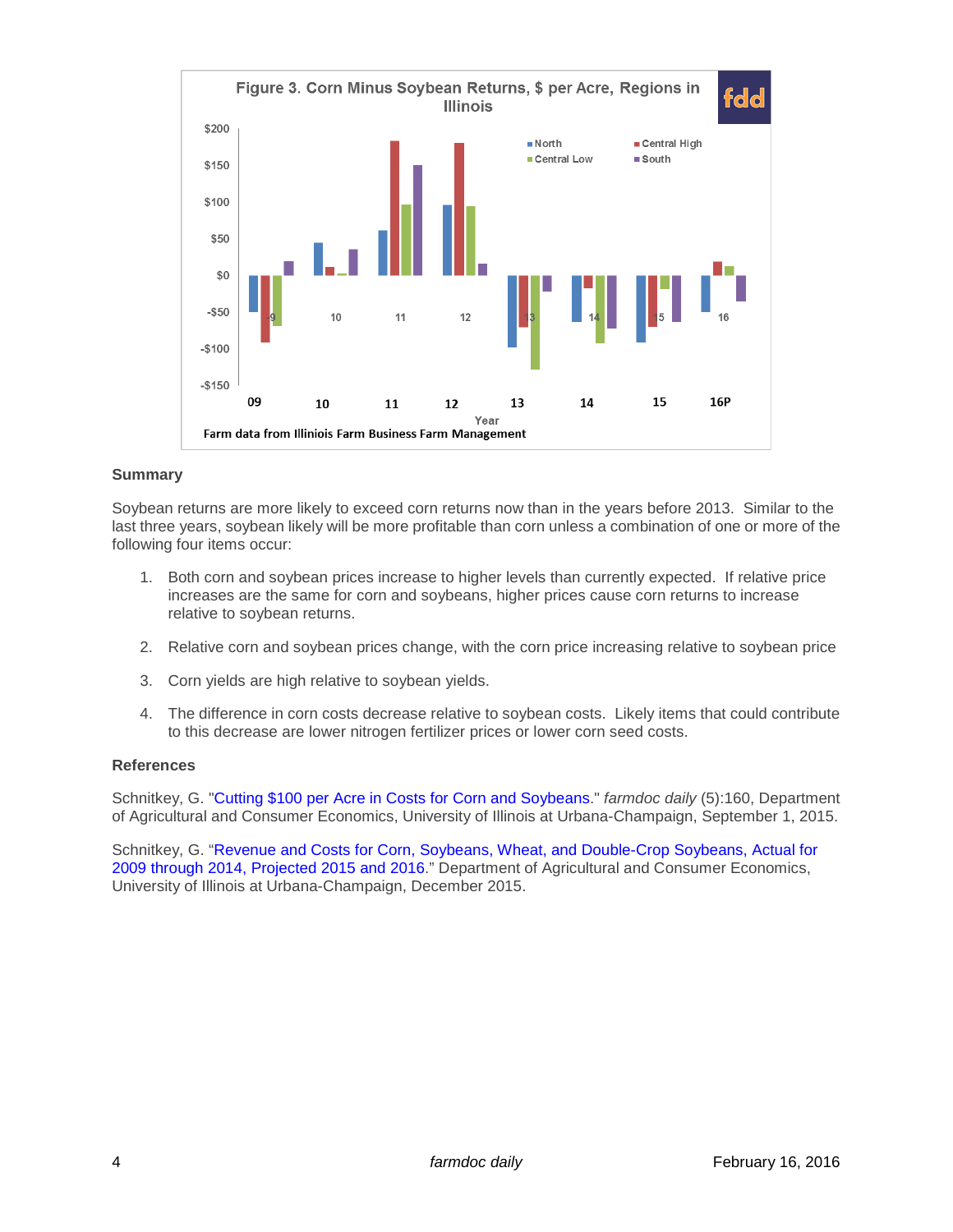Figure 3. Corn Minus Soybean Returns, $ per Acre, Regions in Illinois

fdd

North
Central High
Central Low
South

$200
$150
$100
$50
$0
-$50
-$100
-$150

09
10
11
12
13
14
15
16P

Year

Farm data from Illiniois Farm Business Farm Management

**Summary**

Soybean returns are more likely to exceed corn returns now than in the years before 2013. Similar to the last three years, soybean likely will be more profitable than corn unless a combination of one or more of the following four items occur:

1. Both corn and soybean prices increase to higher levels than currently expected. If relative price increases are the same for corn and soybeans, higher prices cause corn returns to increase relative to soybean returns.

2. Relative corn and soybean prices change, with the corn price increasing relative to soybean price

3. Corn yields are high relative to soybean yields.

4. The difference in corn costs decrease relative to soybean costs. Likely items that could contribute to this decrease are lower nitrogen fertilizer prices or lower corn seed costs.

**References**

Schnitkey, G. "Cutting $100 per Acre in Costs for Corn and Soybeans." *farmdoc daily* (5):160, Department of Agricultural and Consumer Economics, University of Illinois at Urbana-Champaign, September 1, 2015.

Schnitkey, G. "Revenue and Costs for Corn, Soybeans, Wheat, and Double-Crop Soybeans, Actual for 2009 through 2014, Projected 2015 and 2016." Department of Agricultural and Consumer Economics, University of Illinois at Urbana-Champaign, December 2015.